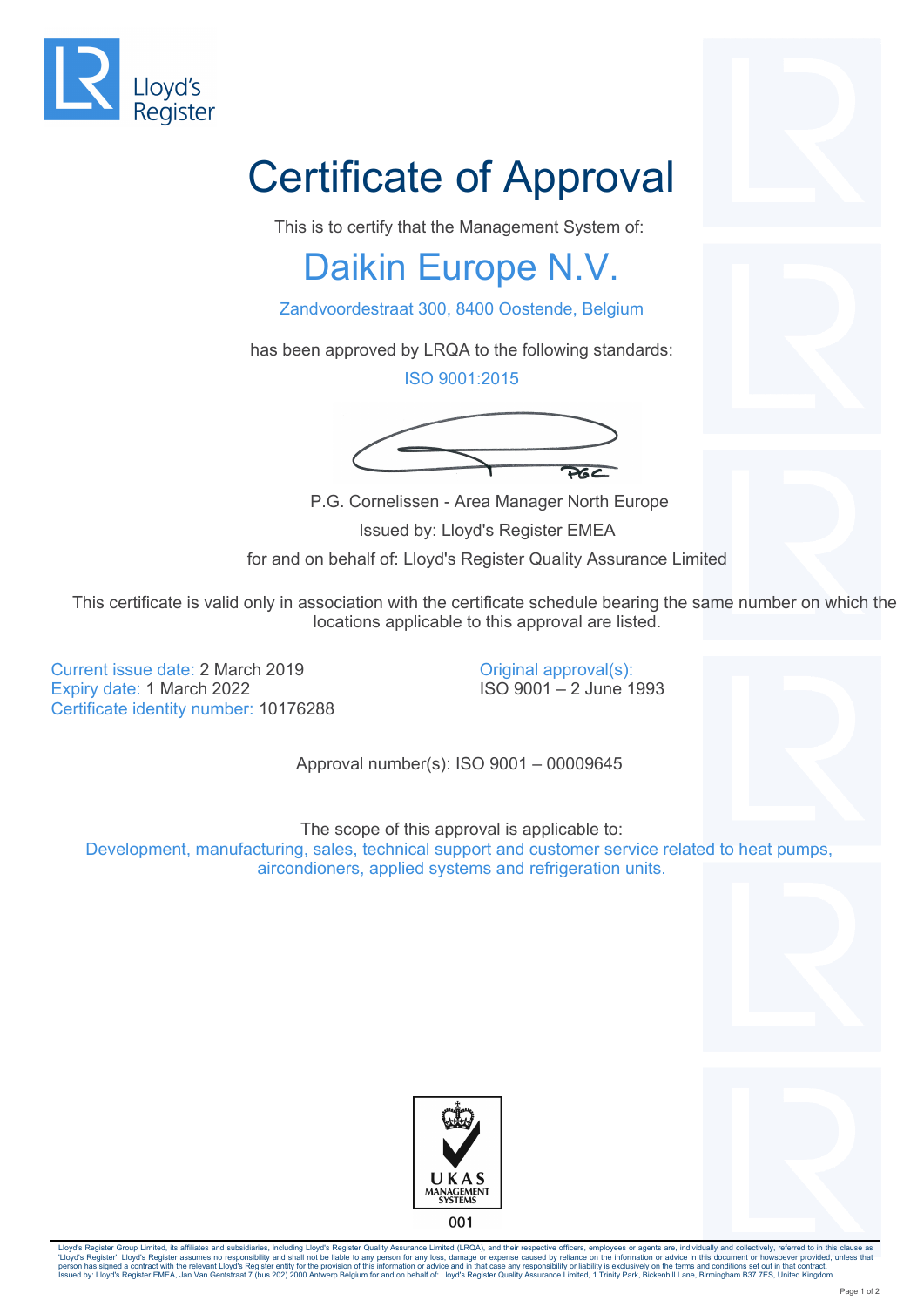Lloyd's Register

# Certificate of Approval

This is to certify that the Management System of:

## Daikin Europe N.V.

Zandvoordestraat 300, 8400 Oostende, Belgium

has been approved by LRQA to the following standards:

ISO 9001:2015

P.G. Cornelissen - Area Manager North Europe

Issued by: Lloyd's Register EMEA

for and on behalf of: Lloyd's Register Quality Assurance Limited

This certificate is valid only in association with the certificate schedule bearing the same number on which the locations applicable to this approval are listed.

Current issue date: 2 March 2019
Expiry date: 1 March 2022
Certificate identity number: 10176288

Original approval(s):
ISO 9001 – 2 June 1993

Approval number(s): ISO 9001 – 00009645

The scope of this approval is applicable to:
Development, manufacturing, sales, technical support and customer service related to heat pumps, aircondioners, applied systems and refrigeration units.

UKAS MANAGEMENT SYSTEMS
001

Lloyd's Register Group Limited, its affiliates and subsidiaries, including Lloyd's Register Quality Assurance Limited (LRQA), and their respective officers, employees or agents are, individually and collectively, referred to in this clause as 'Lloyd's Register'. Lloyd's Register assumes no responsibility and shall not be liable to any person for any loss, damage or expense caused by reliance on the information or advice in this document or howsoever provided, unless that person has signed a contract with the relevant Lloyd's Register entity for the provision of this information or advice and in that case any responsibility or liability is exclusively on the terms and conditions set out in that contract.
Issued by: Lloyd's Register EMEA, Jan Van Gentstraat 7 (bus 202) 2000 Antwerp Belgium for and on behalf of: Lloyd's Register Quality Assurance Limited, 1 Trinity Park, Bickenhill Lane, Birmingham B37 7ES, United Kingdom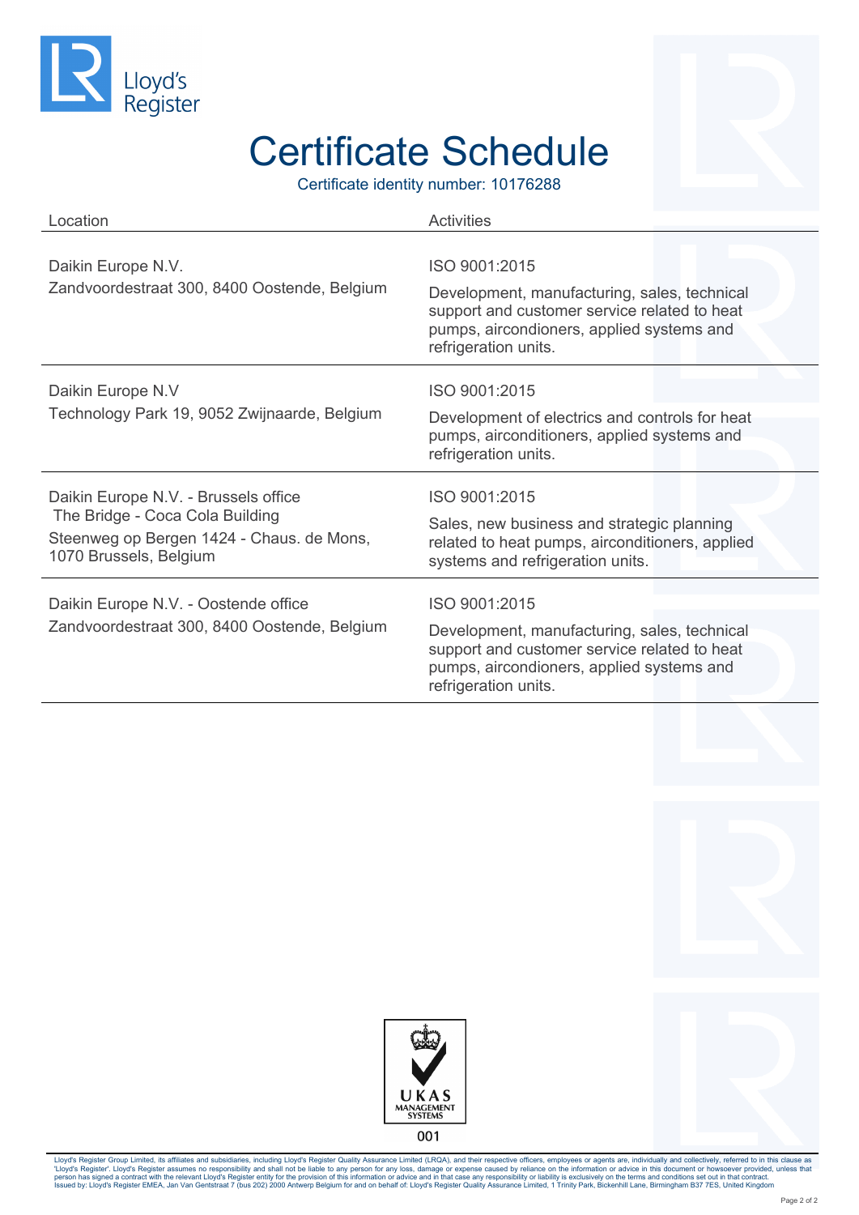Lloyd's Register

# Certificate Schedule

Certificate identity number: 10176288

| Location | Activities |
|---|---|
| Daikin Europe N.V.<br>Zandvoordestraat 300, 8400 Oostende, Belgium | ISO 9001:2015<br>Development, manufacturing, sales, technical support and customer service related to heat pumps, aircondioners, applied systems and refrigeration units. |
| Daikin Europe N.V<br>Technology Park 19, 9052 Zwijnaarde, Belgium | ISO 9001:2015<br>Development of electrics and controls for heat pumps, airconditioners, applied systems and refrigeration units. |
| Daikin Europe N.V. - Brussels office<br>The Bridge - Coca Cola Building<br>Steenweg op Bergen 1424 - Chaus. de Mons, 1070 Brussels, Belgium | ISO 9001:2015<br>Sales, new business and strategic planning related to heat pumps, airconditioners, applied systems and refrigeration units. |
| Daikin Europe N.V. - Oostende office<br>Zandvoordestraat 300, 8400 Oostende, Belgium | ISO 9001:2015<br>Development, manufacturing, sales, technical support and customer service related to heat pumps, aircondioners, applied systems and refrigeration units. |

UKAS MANAGEMENT SYSTEMS

001

Lloyd's Register Group Limited, its affiliates and subsidiaries, including Lloyd's Register Quality Assurance Limited (LRQA), and their respective officers, employees or agents are, individually and collectively, referred to in this clause as 'Lloyd's Register'. Lloyd's Register assumes no responsibility and shall not be liable to any person for any loss, damage or expense caused by reliance on the information or advice in this document or howsoever provided, unless that person has signed a contract with the relevant Lloyd's Register entity for the provision of this information or advice and in that case any responsibility or liability is exclusively on the terms and conditions set out in that contract.
Issued by: Lloyd's Register EMEA, Jan Van Gentstraat 7 (bus 202) 2000 Antwerp Belgium for and on behalf of: Lloyd's Register Quality Assurance Limited, 1 Trinity Park, Bickenhill Lane, Birmingham B37 7ES, United Kingdom